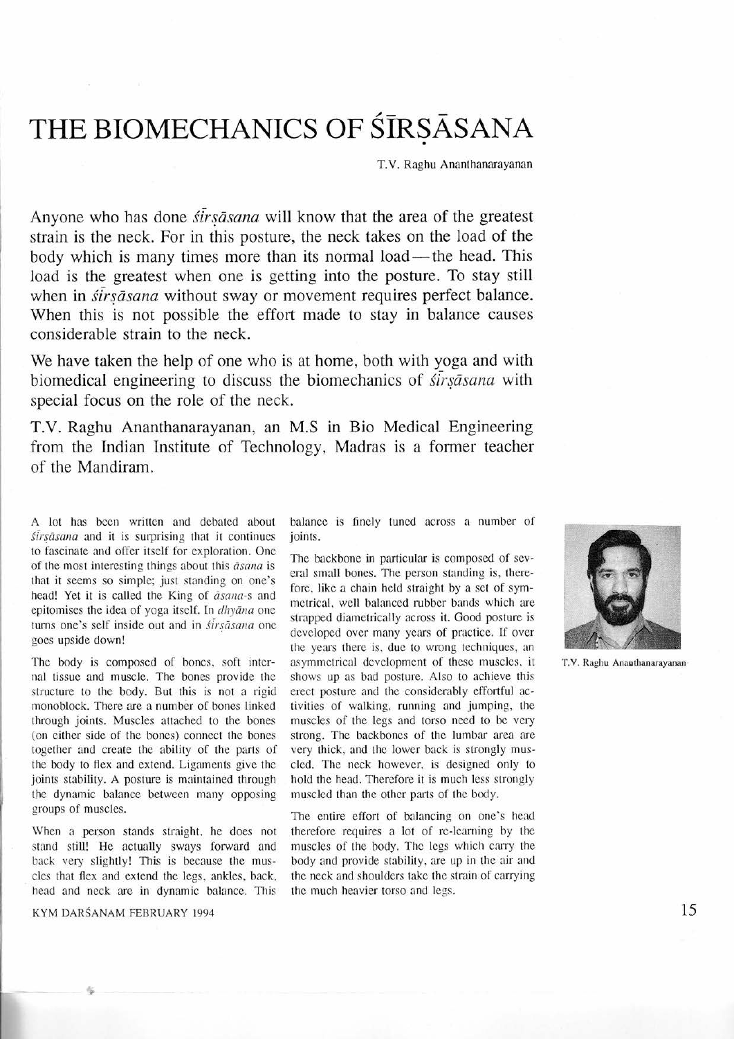# THE BIOMECHANICS OF ŚĪRṢĀSANA

T.V. Raghu Ananthanarayanan

Anyone who has done *śīrṣāsana* will know that the area of the greatest strain is the neck. For in this posture, the neck takes on the load of the body which is many times more than its normal load—the head. This load is the greatest when one is getting into the posture. To stay still when in *śīrṣāsana* without sway or movement requires perfect balance. When this is not possible the effort made to stay in balance causes considerable strain to the neck.

We have taken the help of one who is at home, both with yoga and with biomedical engineering to discuss the biomechanics of *śīrṣāsana* with special focus on the role of the neck.

T.V. Raghu Ananthanarayanan, an M.S in Bio Medical Engineering from the Indian Institute of Technology, Madras is a former teacher of the Mandiram.

A lot has been written and debated about *śīrṣāsana* and it is surprising that it continues to fascinate and offer itself for exploration. One of the most interesting things about this *āsana* is that it seems so simple; just standing on one's head! Yet it is called the King of *āsana*-s and epitomises the idea of yoga itself. In *dhyāna* one turns one's self inside out and in *śīrṣāsana* one goes upside down!

The body is composed of bones, soft internal tissue and muscle. The bones provide the structure to the body. But this is not a rigid monoblock. There are a number of bones linked through joints. Muscles attached to the bones (on either side of the bones) connect the bones together and create the ability of the parts of the body to flex and extend. Ligaments give the joints stability. A posture is maintained through the dynamic balance between many opposing groups of muscles.

When a person stands straight, he does not stand still! He actually sways forward and back very slightly! This is because the muscles that flex and extend the legs, ankles, back, head and neck are in dynamic balance. This balance is finely tuned across a number of joints.

The backbone in particular is composed of several small bones. The person standing is, therefore, like a chain held straight by a set of symmetrical, well balanced rubber bands which are strapped diametrically across it. Good posture is developed over many years of practice. If over the years there is, due to wrong techniques, an asymmetrical development of these muscles, it shows up as bad posture. Also to achieve this erect posture and the considerably effortful activities of walking, running and jumping, the muscles of the legs and torso need to be very strong. The backbones of the lumbar area are very thick, and the lower back is strongly muscled. The neck however, is designed only to hold the head. Therefore it is much less strongly muscled than the other parts of the body.

The entire effort of balancing on one's head therefore requires a lot of re-learning by the muscles of the body. The legs which carry the body and provide stability, are up in the air and the neck and shoulders take the strain of carrying the much heavier torso and legs.

T.V. Raghu Ananthanarayanan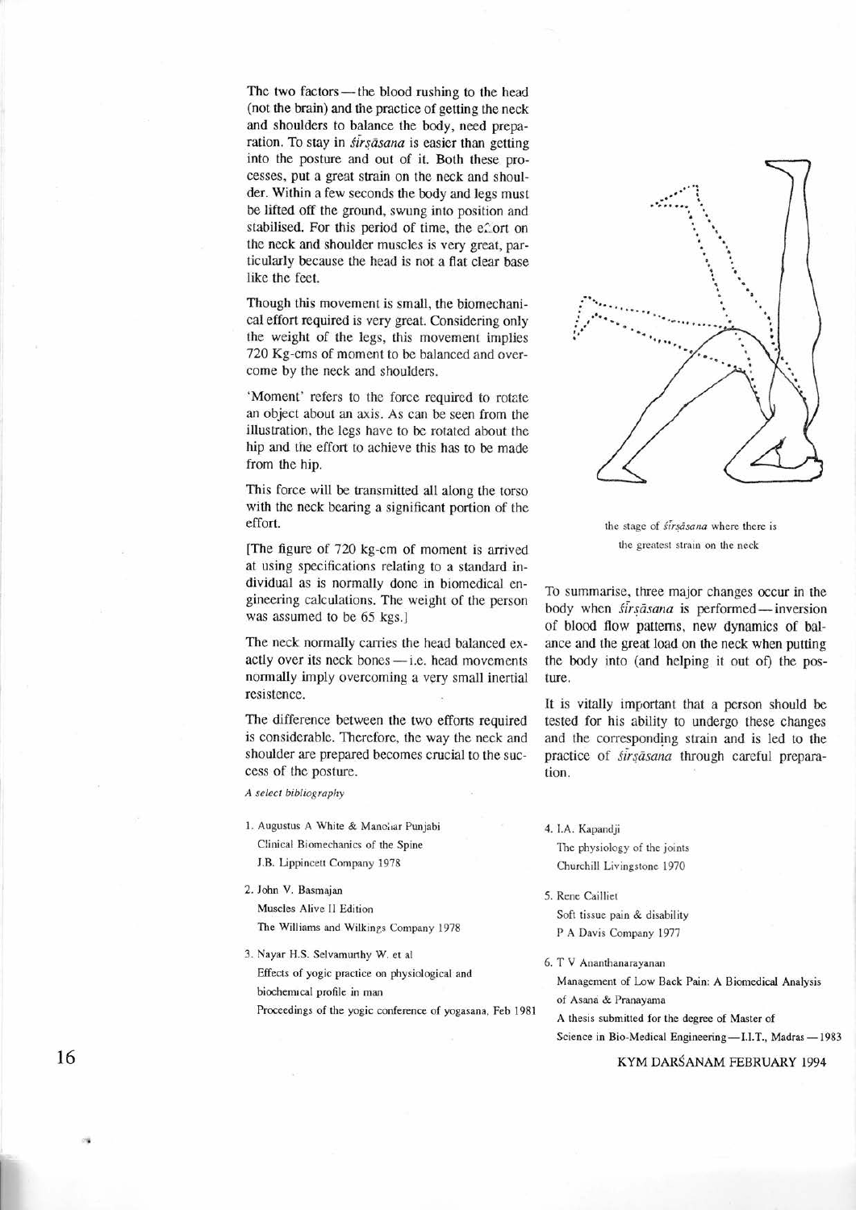The two factors — the blood rushing to the head (not the brain) and the practice of getting the neck and shoulders to balance the body, need preparation. To stay in *śirṣāsana* is easier than getting into the posture and out of it. Both these processes, put a great strain on the neck and shoulder. Within a few seconds the body and legs must be lifted off the ground, swung into position and stabilised. For this period of time, the effort on the neck and shoulder muscles is very great, particularly because the head is not a flat clear base like the feet.

Though this movement is small, the biomechanical effort required is very great. Considering only the weight of the legs, this movement implies 720 Kg-cms of moment to be balanced and overcome by the neck and shoulders.

'Moment' refers to the force required to rotate an object about an axis. As can be seen from the illustration, the legs have to be rotated about the hip and the effort to achieve this has to be made from the hip.

This force will be transmitted all along the torso with the neck bearing a significant portion of the effort.

[The figure of 720 kg-cm of moment is arrived at using specifications relating to a standard individual as is normally done in biomedical engineering calculations. The weight of the person was assumed to be 65 kgs.]

The neck normally carries the head balanced exactly over its neck bones — i.e. head movements normally imply overcoming a very small inertial resistence.

The difference between the two efforts required is considerable. Therefore, the way the neck and shoulder are prepared becomes crucial to the success of the posture.

the stage of *śirṣāsana* where there is the greatest strain on the neck

To summarise, three major changes occur in the body when *śirṣāsana* is performed — inversion of blood flow patterns, new dynamics of balance and the great load on the neck when putting the body into (and helping it out of) the posture.

It is vitally important that a person should be tested for his ability to undergo these changes and the corresponding strain and is led to the practice of *śirṣāsana* through careful preparation.

*A select bibliography*

1. Augustus A White & Manohar Punjabi
   Clinical Biomechanics of the Spine
   J.B. Lippincott Company 1978
2. John V. Basmajan
   Muscles Alive II Edition
   The Williams and Wilkings Company 1978
3. Nayar H.S. Selvamurthy W. et al
   Effects of yogic practice on physiological and biochemical profile in man
   Proceedings of the yogic conference of yogasana, Feb 1981
4. I.A. Kapandji
   The physiology of the joints
   Churchill Livingstone 1970
5. Rene Cailliet
   Soft tissue pain & disability
   P A Davis Company 1977
6. T V Ananthanarayanan
   Management of Low Back Pain: A Biomedical Analysis of Asana & Pranayama
   A thesis submitted for the degree of Master of Science in Bio-Medical Engineering — I.I.T., Madras — 1983